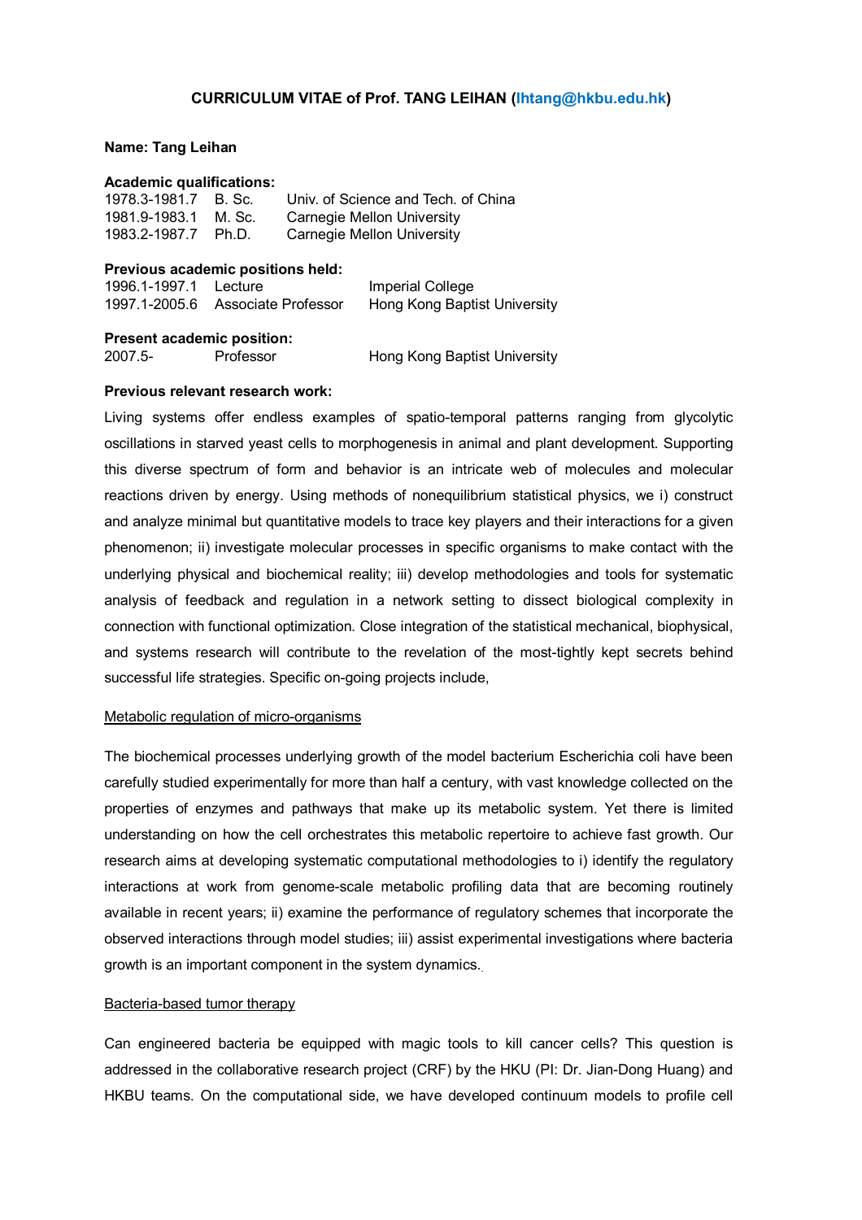**CURRICULUM VITAE of Prof. TANG LEIHAN (lhtang@hkbu.edu.hk)**

**Name: Tang Leihan**

**Academic qualifications:**

| | | |
|---|---|---|
| 1978.3-1981.7 | B. Sc. | Univ. of Science and Tech. of China |
| 1981.9-1983.1 | M. Sc. | Carnegie Mellon University |
| 1983.2-1987.7 | Ph.D. | Carnegie Mellon University |

**Previous academic positions held:**

| | | |
|---|---|---|
| 1996.1-1997.1 | Lecture | Imperial College |
| 1997.1-2005.6 | Associate Professor | Hong Kong Baptist University |

**Present academic position:**

| | | |
|---|---|---|
| 2007.5- | Professor | Hong Kong Baptist University |

**Previous relevant research work:**

Living systems offer endless examples of spatio-temporal patterns ranging from glycolytic oscillations in starved yeast cells to morphogenesis in animal and plant development. Supporting this diverse spectrum of form and behavior is an intricate web of molecules and molecular reactions driven by energy. Using methods of nonequilibrium statistical physics, we i) construct and analyze minimal but quantitative models to trace key players and their interactions for a given phenomenon; ii) investigate molecular processes in specific organisms to make contact with the underlying physical and biochemical reality; iii) develop methodologies and tools for systematic analysis of feedback and regulation in a network setting to dissect biological complexity in connection with functional optimization. Close integration of the statistical mechanical, biophysical, and systems research will contribute to the revelation of the most-tightly kept secrets behind successful life strategies. Specific on-going projects include,

Metabolic regulation of micro-organisms

The biochemical processes underlying growth of the model bacterium Escherichia coli have been carefully studied experimentally for more than half a century, with vast knowledge collected on the properties of enzymes and pathways that make up its metabolic system. Yet there is limited understanding on how the cell orchestrates this metabolic repertoire to achieve fast growth. Our research aims at developing systematic computational methodologies to i) identify the regulatory interactions at work from genome-scale metabolic profiling data that are becoming routinely available in recent years; ii) examine the performance of regulatory schemes that incorporate the observed interactions through model studies; iii) assist experimental investigations where bacteria growth is an important component in the system dynamics.

Bacteria-based tumor therapy

Can engineered bacteria be equipped with magic tools to kill cancer cells? This question is addressed in the collaborative research project (CRF) by the HKU (PI: Dr. Jian-Dong Huang) and HKBU teams. On the computational side, we have developed continuum models to profile cell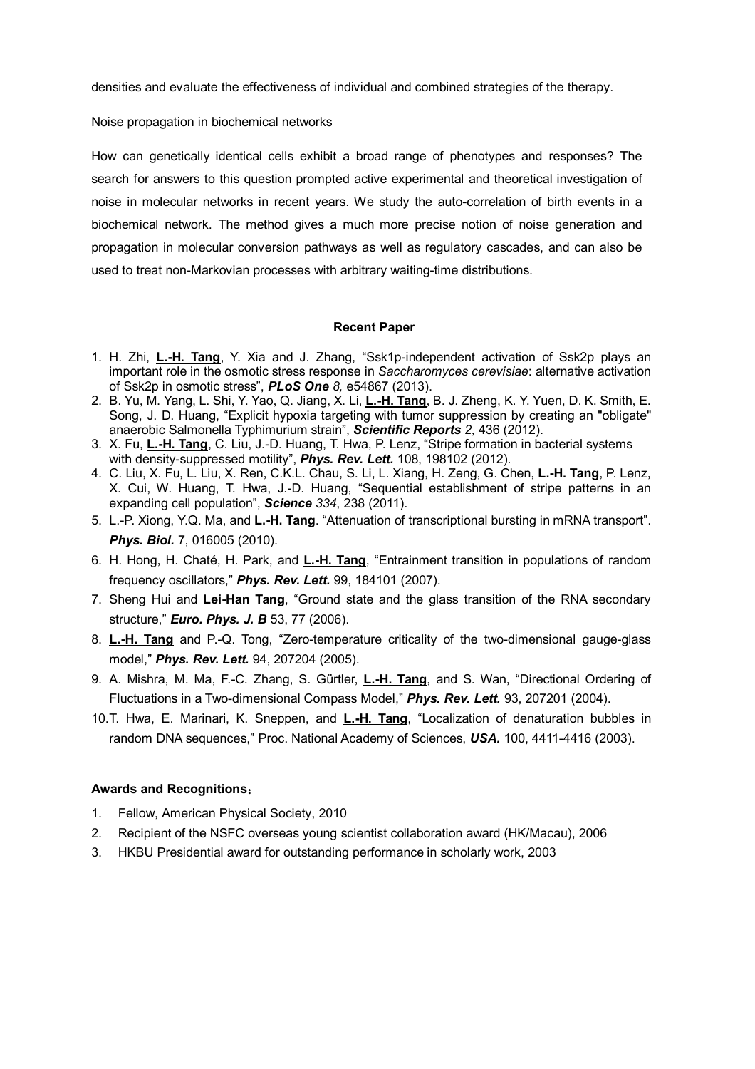densities and evaluate the effectiveness of individual and combined strategies of the therapy.

Noise propagation in biochemical networks

How can genetically identical cells exhibit a broad range of phenotypes and responses? The search for answers to this question prompted active experimental and theoretical investigation of noise in molecular networks in recent years. We study the auto-correlation of birth events in a biochemical network. The method gives a much more precise notion of noise generation and propagation in molecular conversion pathways as well as regulatory cascades, and can also be used to treat non-Markovian processes with arbitrary waiting-time distributions.

**Recent Paper**

1. H. Zhi, **L.-H. Tang**, Y. Xia and J. Zhang, "Ssk1p-independent activation of Ssk2p plays an important role in the osmotic stress response in *Saccharomyces cerevisiae*: alternative activation of Ssk2p in osmotic stress", ***PLoS One*** *8,* e54867 (2013).
2. B. Yu, M. Yang, L. Shi, Y. Yao, Q. Jiang, X. Li, **L.-H. Tang**, B. J. Zheng, K. Y. Yuen, D. K. Smith, E. Song, J. D. Huang, "Explicit hypoxia targeting with tumor suppression by creating an "obligate" anaerobic Salmonella Typhimurium strain", ***Scientific Reports*** *2*, 436 (2012).
3. X. Fu, **L.-H. Tang**, C. Liu, J.-D. Huang, T. Hwa, P. Lenz, "Stripe formation in bacterial systems with density-suppressed motility", ***Phys. Rev. Lett.*** 108, 198102 (2012).
4. C. Liu, X. Fu, L. Liu, X. Ren, C.K.L. Chau, S. Li, L. Xiang, H. Zeng, G. Chen, **L.-H. Tang**, P. Lenz, X. Cui, W. Huang, T. Hwa, J.-D. Huang, "Sequential establishment of stripe patterns in an expanding cell population", ***Science*** *334*, 238 (2011).
5. L.-P. Xiong, Y.Q. Ma, and **L.-H. Tang**. "Attenuation of transcriptional bursting in mRNA transport". ***Phys. Biol.*** 7, 016005 (2010).
6. H. Hong, H. Chaté, H. Park, and **L.-H. Tang**, "Entrainment transition in populations of random frequency oscillators," ***Phys. Rev. Lett.*** 99, 184101 (2007).
7. Sheng Hui and **Lei-Han Tang**, "Ground state and the glass transition of the RNA secondary structure," ***Euro. Phys. J. B*** 53, 77 (2006).
8. **L.-H. Tang** and P.-Q. Tong, "Zero-temperature criticality of the two-dimensional gauge-glass model," ***Phys. Rev. Lett.*** 94, 207204 (2005).
9. A. Mishra, M. Ma, F.-C. Zhang, S. Gürtler, **L.-H. Tang**, and S. Wan, "Directional Ordering of Fluctuations in a Two-dimensional Compass Model," ***Phys. Rev. Lett.*** 93, 207201 (2004).
10. T. Hwa, E. Marinari, K. Sneppen, and **L.-H. Tang**, "Localization of denaturation bubbles in random DNA sequences," Proc. National Academy of Sciences, ***USA.*** 100, 4411-4416 (2003).

**Awards and Recognitions：**

1. Fellow, American Physical Society, 2010
2. Recipient of the NSFC overseas young scientist collaboration award (HK/Macau), 2006
3. HKBU Presidential award for outstanding performance in scholarly work, 2003